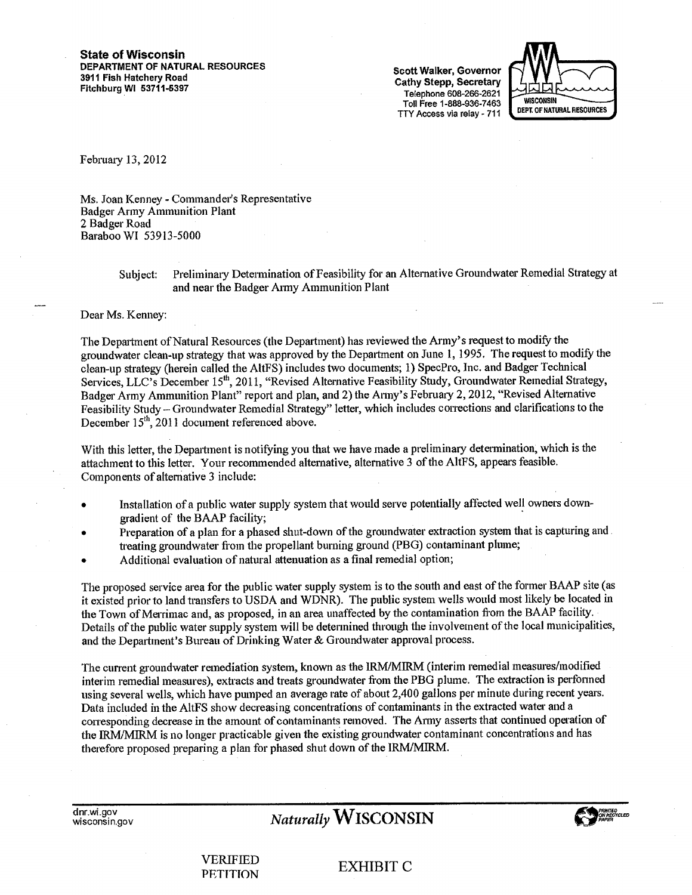**State of Wisconsin**
**DEPARTMENT OF NATURAL RESOURCES**
**3911 Fish Hatchery Road**
**Fitchburg WI 53711-5397**

**Scott Walker, Governor**
**Cathy Stepp, Secretary**
Telephone 608-266-2621
Toll Free 1-888-936-7463
TTY Access via relay - 711

WISCONSIN DEPT. OF NATURAL RESOURCES

February 13, 2012

Ms. Joan Kenney - Commander's Representative
Badger Army Ammunition Plant
2 Badger Road
Baraboo WI 53913-5000

Subject: Preliminary Determination of Feasibility for an Alternative Groundwater Remedial Strategy at and near the Badger Army Ammunition Plant

Dear Ms. Kenney:

The Department of Natural Resources (the Department) has reviewed the Army's request to modify the groundwater clean-up strategy that was approved by the Department on June 1, 1995. The request to modify the clean-up strategy (herein called the AltFS) includes two documents; 1) SpecPro, Inc. and Badger Technical Services, LLC's December 15th, 2011, "Revised Alternative Feasibility Study, Groundwater Remedial Strategy, Badger Army Ammunition Plant" report and plan, and 2) the Army's February 2, 2012, "Revised Alternative Feasibility Study – Groundwater Remedial Strategy" letter, which includes corrections and clarifications to the December 15th, 2011 document referenced above.

With this letter, the Department is notifying you that we have made a preliminary determination, which is the attachment to this letter. Your recommended alternative, alternative 3 of the AltFS, appears feasible. Components of alternative 3 include:

- Installation of a public water supply system that would serve potentially affected well owners down-gradient of the BAAP facility;
- Preparation of a plan for a phased shut-down of the groundwater extraction system that is capturing and treating groundwater from the propellant burning ground (PBG) contaminant plume;
- Additional evaluation of natural attenuation as a final remedial option;

The proposed service area for the public water supply system is to the south and east of the former BAAP site (as it existed prior to land transfers to USDA and WDNR). The public system wells would most likely be located in the Town of Merrimac and, as proposed, in an area unaffected by the contamination from the BAAP facility. Details of the public water supply system will be determined through the involvement of the local municipalities, and the Department's Bureau of Drinking Water & Groundwater approval process.

The current groundwater remediation system, known as the IRM/MIRM (interim remedial measures/modified interim remedial measures), extracts and treats groundwater from the PBG plume. The extraction is performed using several wells, which have pumped an average rate of about 2,400 gallons per minute during recent years. Data included in the AltFS show decreasing concentrations of contaminants in the extracted water and a corresponding decrease in the amount of contaminants removed. The Army asserts that continued operation of the IRM/MIRM is no longer practicable given the existing groundwater contaminant concentrations and has therefore proposed preparing a plan for phased shut down of the IRM/MIRM.

dnr.wi.gov
wisconsin.gov

*Naturally* **WISCONSIN**

VERIFIED PETITION

EXHIBIT C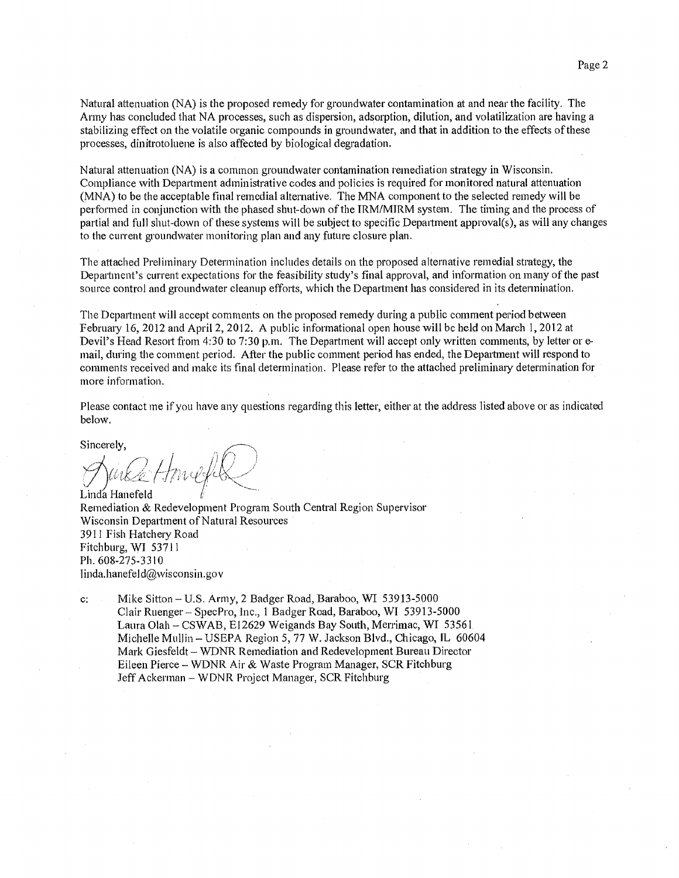Natural attenuation (NA) is the proposed remedy for groundwater contamination at and near the facility. The Army has concluded that NA processes, such as dispersion, adsorption, dilution, and volatilization are having a stabilizing effect on the volatile organic compounds in groundwater, and that in addition to the effects of these processes, dinitrotoluene is also affected by biological degradation.

Natural attenuation (NA) is a common groundwater contamination remediation strategy in Wisconsin. Compliance with Department administrative codes and policies is required for monitored natural attenuation (MNA) to be the acceptable final remedial alternative. The MNA component to the selected remedy will be performed in conjunction with the phased shut-down of the IRM/MIRM system. The timing and the process of partial and full shut-down of these systems will be subject to specific Department approval(s), as will any changes to the current groundwater monitoring plan and any future closure plan.

The attached Preliminary Determination includes details on the proposed alternative remedial strategy, the Department's current expectations for the feasibility study's final approval, and information on many of the past source control and groundwater cleanup efforts, which the Department has considered in its determination.

The Department will accept comments on the proposed remedy during a public comment period between February 16, 2012 and April 2, 2012. A public informational open house will be held on March 1, 2012 at Devil's Head Resort from 4:30 to 7:30 p.m. The Department will accept only written comments, by letter or e-mail, during the comment period. After the public comment period has ended, the Department will respond to comments received and make its final determination. Please refer to the attached preliminary determination for more information.

Please contact me if you have any questions regarding this letter, either at the address listed above or as indicated below.

Sincerely,

Linda Hanefeld
Remediation & Redevelopment Program South Central Region Supervisor
Wisconsin Department of Natural Resources
3911 Fish Hatchery Road
Fitchburg, WI 53711
Ph. 608-275-3310
linda.hanefeld@wisconsin.gov

c: Mike Sitton – U.S. Army, 2 Badger Road, Baraboo, WI 53913-5000
Clair Ruenger – SpecPro, Inc., 1 Badger Road, Baraboo, WI 53913-5000
Laura Olah – CSWAB, E12629 Weigands Bay South, Merrimac, WI 53561
Michelle Mullin – USEPA Region 5, 77 W. Jackson Blvd., Chicago, IL 60604
Mark Giesfeldt – WDNR Remediation and Redevelopment Bureau Director
Eileen Pierce – WDNR Air & Waste Program Manager, SCR Fitchburg
Jeff Ackerman – WDNR Project Manager, SCR Fitchburg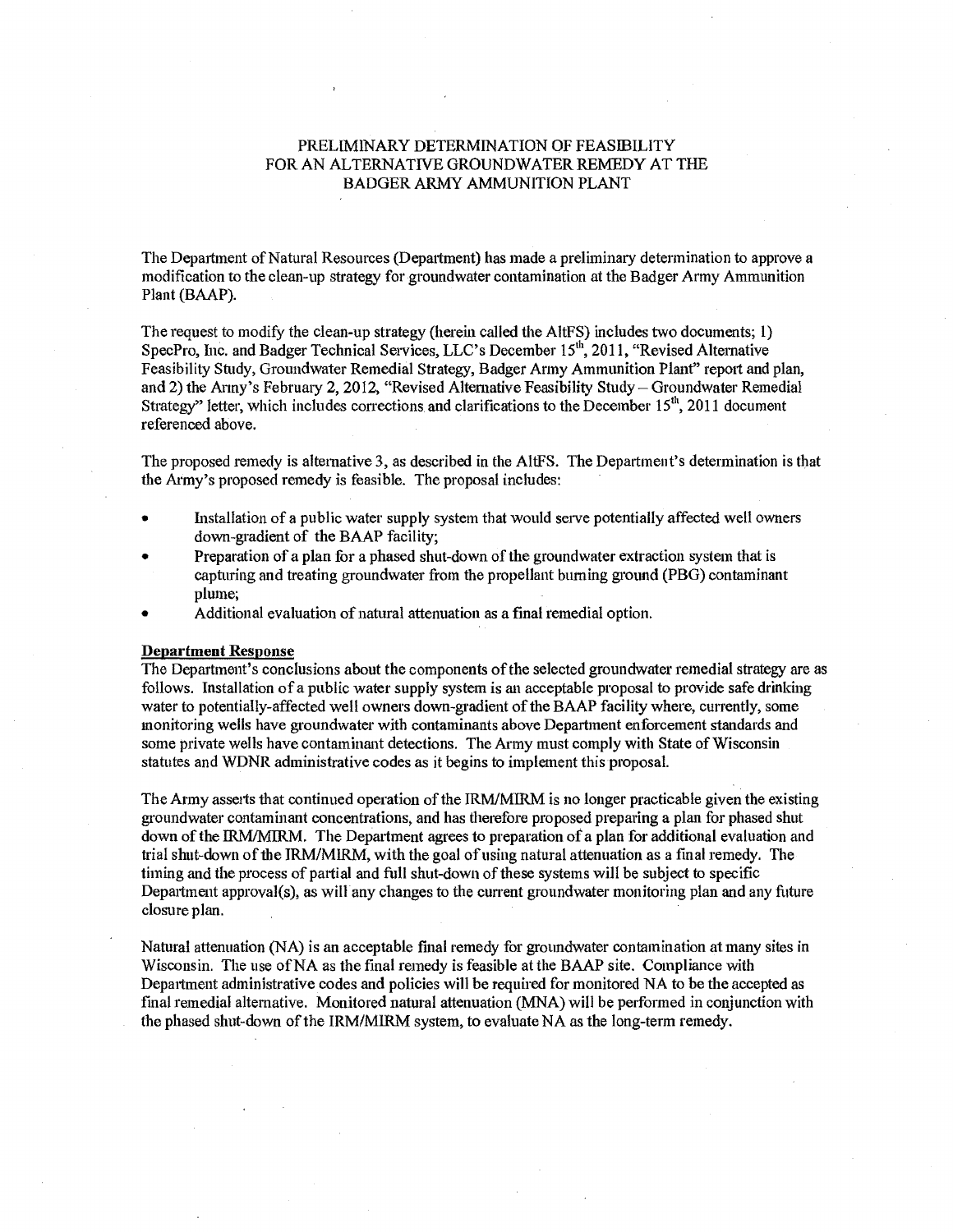# PRELIMINARY DETERMINATION OF FEASIBILITY FOR AN ALTERNATIVE GROUNDWATER REMEDY AT THE BADGER ARMY AMMUNITION PLANT

The Department of Natural Resources (Department) has made a preliminary determination to approve a modification to the clean-up strategy for groundwater contamination at the Badger Army Ammunition Plant (BAAP).

The request to modify the clean-up strategy (herein called the AltFS) includes two documents; 1) SpecPro, Inc. and Badger Technical Services, LLC's December 15th, 2011, "Revised Alternative Feasibility Study, Groundwater Remedial Strategy, Badger Army Ammunition Plant" report and plan, and 2) the Army's February 2, 2012, "Revised Alternative Feasibility Study – Groundwater Remedial Strategy" letter, which includes corrections and clarifications to the December 15th, 2011 document referenced above.

The proposed remedy is alternative 3, as described in the AltFS. The Department's determination is that the Army's proposed remedy is feasible. The proposal includes:

- Installation of a public water supply system that would serve potentially affected well owners down-gradient of the BAAP facility;
- Preparation of a plan for a phased shut-down of the groundwater extraction system that is capturing and treating groundwater from the propellant burning ground (PBG) contaminant plume;
- Additional evaluation of natural attenuation as a final remedial option.

**Department Response**

The Department's conclusions about the components of the selected groundwater remedial strategy are as follows. Installation of a public water supply system is an acceptable proposal to provide safe drinking water to potentially-affected well owners down-gradient of the BAAP facility where, currently, some monitoring wells have groundwater with contaminants above Department enforcement standards and some private wells have contaminant detections. The Army must comply with State of Wisconsin statutes and WDNR administrative codes as it begins to implement this proposal.

The Army asserts that continued operation of the IRM/MIRM is no longer practicable given the existing groundwater contaminant concentrations, and has therefore proposed preparing a plan for phased shut down of the IRM/MIRM. The Department agrees to preparation of a plan for additional evaluation and trial shut-down of the IRM/MIRM, with the goal of using natural attenuation as a final remedy. The timing and the process of partial and full shut-down of these systems will be subject to specific Department approval(s), as will any changes to the current groundwater monitoring plan and any future closure plan.

Natural attenuation (NA) is an acceptable final remedy for groundwater contamination at many sites in Wisconsin. The use of NA as the final remedy is feasible at the BAAP site. Compliance with Department administrative codes and policies will be required for monitored NA to be the accepted as final remedial alternative. Monitored natural attenuation (MNA) will be performed in conjunction with the phased shut-down of the IRM/MIRM system, to evaluate NA as the long-term remedy.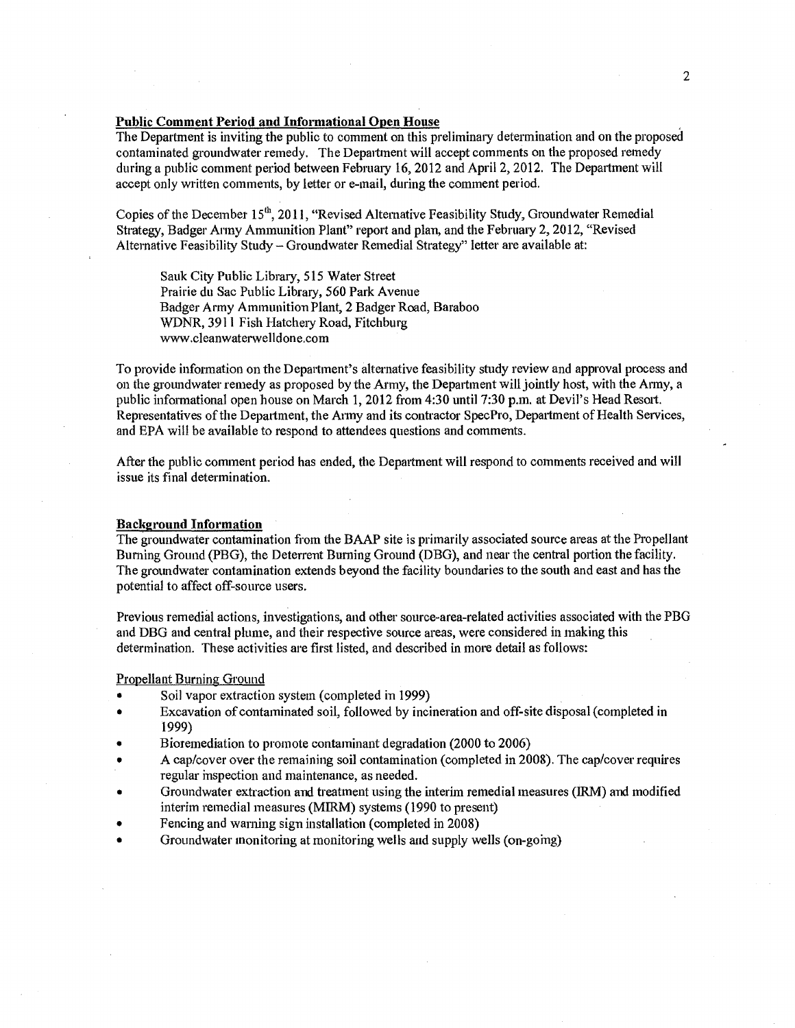**Public Comment Period and Informational Open House**

The Department is inviting the public to comment on this preliminary determination and on the proposed contaminated groundwater remedy. The Department will accept comments on the proposed remedy during a public comment period between February 16, 2012 and April 2, 2012. The Department will accept only written comments, by letter or e-mail, during the comment period.

Copies of the December 15th, 2011, "Revised Alternative Feasibility Study, Groundwater Remedial Strategy, Badger Army Ammunition Plant" report and plan, and the February 2, 2012, "Revised Alternative Feasibility Study – Groundwater Remedial Strategy" letter are available at:

> Sauk City Public Library, 515 Water Street
> Prairie du Sac Public Library, 560 Park Avenue
> Badger Army Ammunition Plant, 2 Badger Road, Baraboo
> WDNR, 3911 Fish Hatchery Road, Fitchburg
> www.cleanwaterwelldone.com

To provide information on the Department's alternative feasibility study review and approval process and on the groundwater remedy as proposed by the Army, the Department will jointly host, with the Army, a public informational open house on March 1, 2012 from 4:30 until 7:30 p.m. at Devil's Head Resort. Representatives of the Department, the Army and its contractor SpecPro, Department of Health Services, and EPA will be available to respond to attendees questions and comments.

After the public comment period has ended, the Department will respond to comments received and will issue its final determination.

**Background Information**

The groundwater contamination from the BAAP site is primarily associated source areas at the Propellant Burning Ground (PBG), the Deterrent Burning Ground (DBG), and near the central portion the facility. The groundwater contamination extends beyond the facility boundaries to the south and east and has the potential to affect off-source users.

Previous remedial actions, investigations, and other source-area-related activities associated with the PBG and DBG and central plume, and their respective source areas, were considered in making this determination. These activities are first listed, and described in more detail as follows:

Propellant Burning Ground

- Soil vapor extraction system (completed in 1999)
- Excavation of contaminated soil, followed by incineration and off-site disposal (completed in 1999)
- Bioremediation to promote contaminant degradation (2000 to 2006)
- A cap/cover over the remaining soil contamination (completed in 2008). The cap/cover requires regular inspection and maintenance, as needed.
- Groundwater extraction and treatment using the interim remedial measures (IRM) and modified interim remedial measures (MIRM) systems (1990 to present)
- Fencing and warning sign installation (completed in 2008)
- Groundwater monitoring at monitoring wells and supply wells (on-going)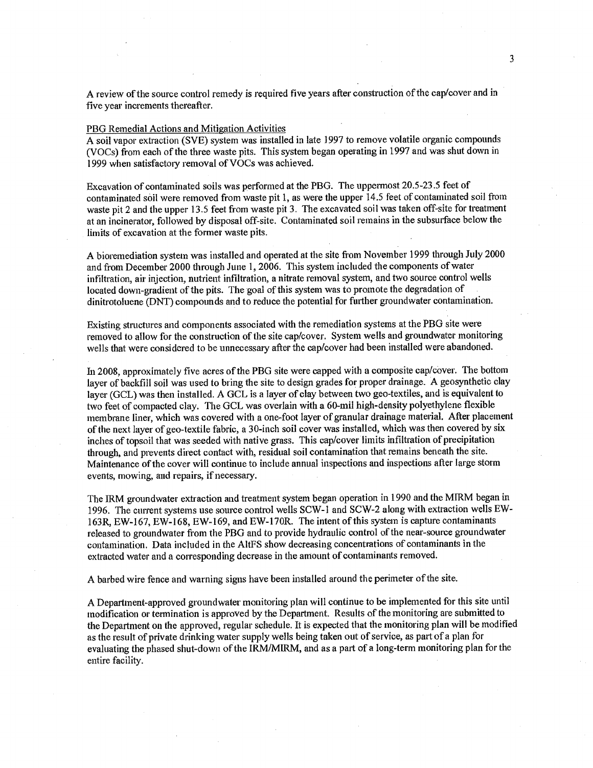A review of the source control remedy is required five years after construction of the cap/cover and in five year increments thereafter.

PBG Remedial Actions and Mitigation Activities

A soil vapor extraction (SVE) system was installed in late 1997 to remove volatile organic compounds (VOCs) from each of the three waste pits. This system began operating in 1997 and was shut down in 1999 when satisfactory removal of VOCs was achieved.

Excavation of contaminated soils was performed at the PBG. The uppermost 20.5-23.5 feet of contaminated soil were removed from waste pit 1, as were the upper 14.5 feet of contaminated soil from waste pit 2 and the upper 13.5 feet from waste pit 3. The excavated soil was taken off-site for treatment at an incinerator, followed by disposal off-site. Contaminated soil remains in the subsurface below the limits of excavation at the former waste pits.

A bioremediation system was installed and operated at the site from November 1999 through July 2000 and from December 2000 through June 1, 2006. This system included the components of water infiltration, air injection, nutrient infiltration, a nitrate removal system, and two source control wells located down-gradient of the pits. The goal of this system was to promote the degradation of dinitrotoluene (DNT) compounds and to reduce the potential for further groundwater contamination.

Existing structures and components associated with the remediation systems at the PBG site were removed to allow for the construction of the site cap/cover. System wells and groundwater monitoring wells that were considered to be unnecessary after the cap/cover had been installed were abandoned.

In 2008, approximately five acres of the PBG site were capped with a composite cap/cover. The bottom layer of backfill soil was used to bring the site to design grades for proper drainage. A geosynthetic clay layer (GCL) was then installed. A GCL is a layer of clay between two geo-textiles, and is equivalent to two feet of compacted clay. The GCL was overlain with a 60-mil high-density polyethylene flexible membrane liner, which was covered with a one-foot layer of granular drainage material. After placement of the next layer of geo-textile fabric, a 30-inch soil cover was installed, which was then covered by six inches of topsoil that was seeded with native grass. This cap/cover limits infiltration of precipitation through, and prevents direct contact with, residual soil contamination that remains beneath the site. Maintenance of the cover will continue to include annual inspections and inspections after large storm events, mowing, and repairs, if necessary.

The IRM groundwater extraction and treatment system began operation in 1990 and the MIRM began in 1996. The current systems use source control wells SCW-1 and SCW-2 along with extraction wells EW-163R, EW-167, EW-168, EW-169, and EW-170R. The intent of this system is capture contaminants released to groundwater from the PBG and to provide hydraulic control of the near-source groundwater contamination. Data included in the AltFS show decreasing concentrations of contaminants in the extracted water and a corresponding decrease in the amount of contaminants removed.

A barbed wire fence and warning signs have been installed around the perimeter of the site.

A Department-approved groundwater monitoring plan will continue to be implemented for this site until modification or termination is approved by the Department. Results of the monitoring are submitted to the Department on the approved, regular schedule. It is expected that the monitoring plan will be modified as the result of private drinking water supply wells being taken out of service, as part of a plan for evaluating the phased shut-down of the IRM/MIRM, and as a part of a long-term monitoring plan for the entire facility.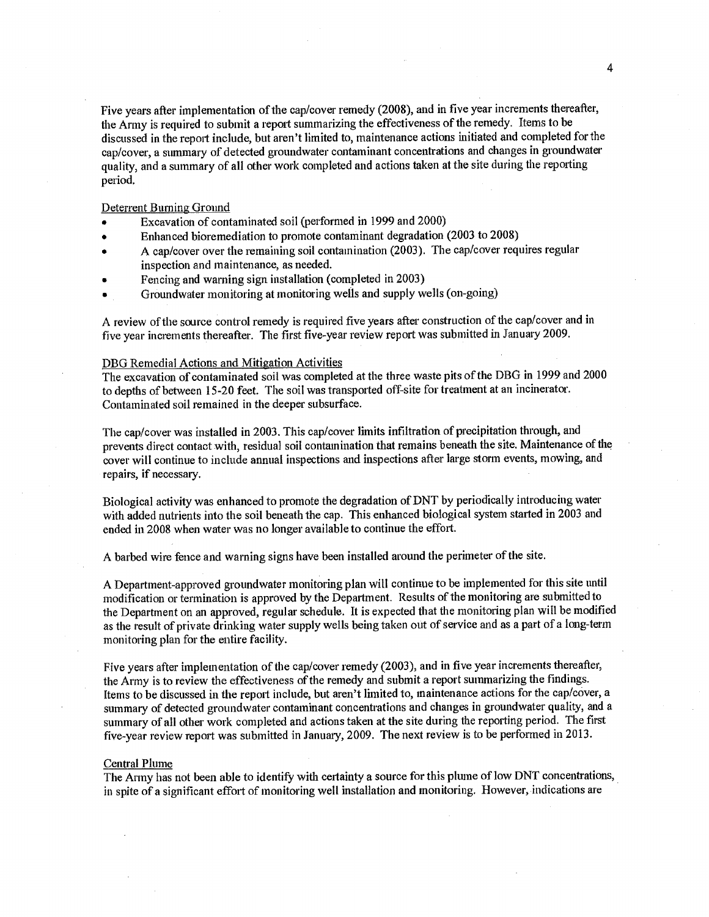Five years after implementation of the cap/cover remedy (2008), and in five year increments thereafter, the Army is required to submit a report summarizing the effectiveness of the remedy. Items to be discussed in the report include, but aren't limited to, maintenance actions initiated and completed for the cap/cover, a summary of detected groundwater contaminant concentrations and changes in groundwater quality, and a summary of all other work completed and actions taken at the site during the reporting period.

Deterrent Burning Ground

- Excavation of contaminated soil (performed in 1999 and 2000)
- Enhanced bioremediation to promote contaminant degradation (2003 to 2008)
- A cap/cover over the remaining soil contamination (2003). The cap/cover requires regular inspection and maintenance, as needed.
- Fencing and warning sign installation (completed in 2003)
- Groundwater monitoring at monitoring wells and supply wells (on-going)

A review of the source control remedy is required five years after construction of the cap/cover and in five year increments thereafter. The first five-year review report was submitted in January 2009.

DBG Remedial Actions and Mitigation Activities

The excavation of contaminated soil was completed at the three waste pits of the DBG in 1999 and 2000 to depths of between 15-20 feet. The soil was transported off-site for treatment at an incinerator. Contaminated soil remained in the deeper subsurface.

The cap/cover was installed in 2003. This cap/cover limits infiltration of precipitation through, and prevents direct contact with, residual soil contamination that remains beneath the site. Maintenance of the cover will continue to include annual inspections and inspections after large storm events, mowing, and repairs, if necessary.

Biological activity was enhanced to promote the degradation of DNT by periodically introducing water with added nutrients into the soil beneath the cap. This enhanced biological system started in 2003 and ended in 2008 when water was no longer available to continue the effort.

A barbed wire fence and warning signs have been installed around the perimeter of the site.

A Department-approved groundwater monitoring plan will continue to be implemented for this site until modification or termination is approved by the Department. Results of the monitoring are submitted to the Department on an approved, regular schedule. It is expected that the monitoring plan will be modified as the result of private drinking water supply wells being taken out of service and as a part of a long-term monitoring plan for the entire facility.

Five years after implementation of the cap/cover remedy (2003), and in five year increments thereafter, the Army is to review the effectiveness of the remedy and submit a report summarizing the findings. Items to be discussed in the report include, but aren't limited to, maintenance actions for the cap/cover, a summary of detected groundwater contaminant concentrations and changes in groundwater quality, and a summary of all other work completed and actions taken at the site during the reporting period. The first five-year review report was submitted in January, 2009. The next review is to be performed in 2013.

Central Plume

The Army has not been able to identify with certainty a source for this plume of low DNT concentrations, in spite of a significant effort of monitoring well installation and monitoring. However, indications are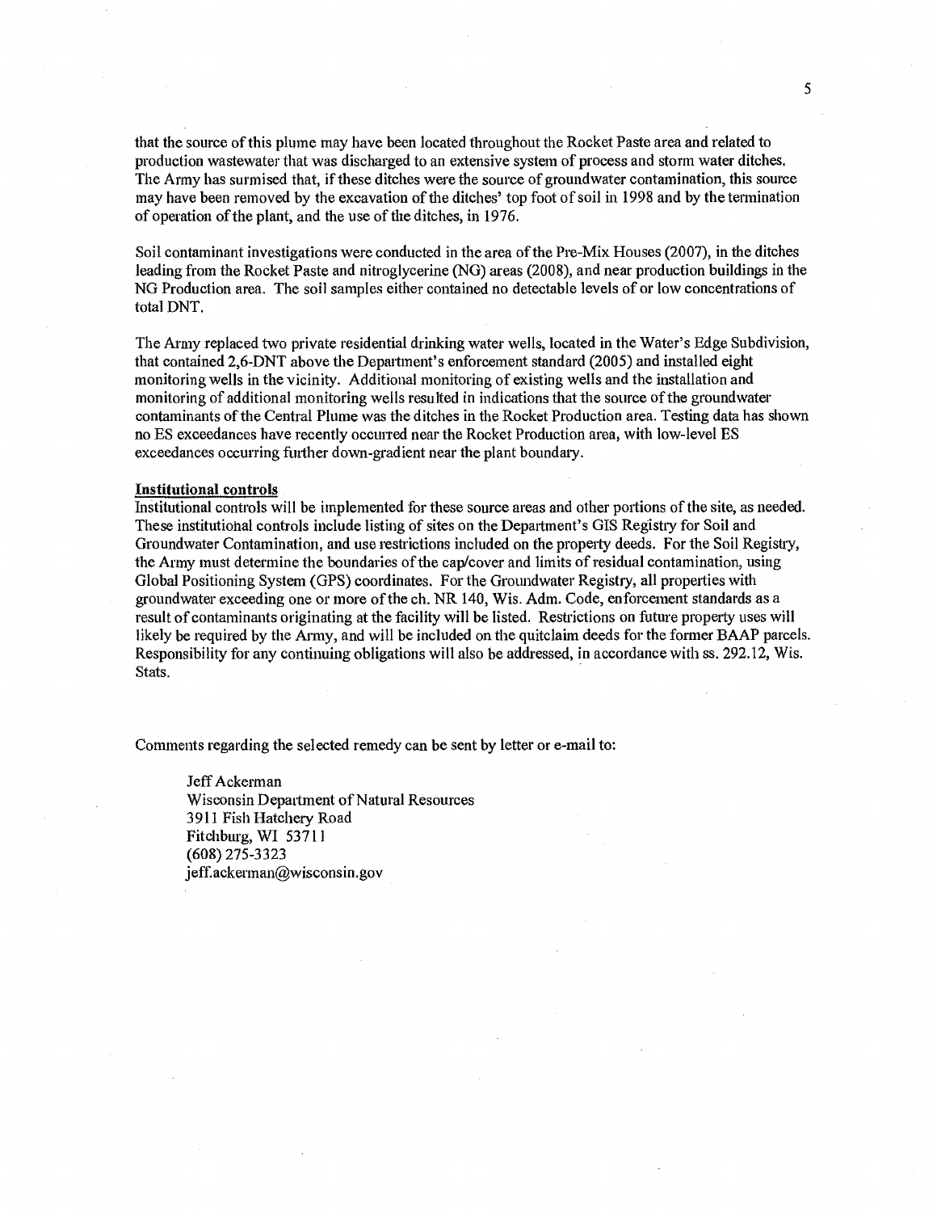that the source of this plume may have been located throughout the Rocket Paste area and related to production wastewater that was discharged to an extensive system of process and storm water ditches. The Army has surmised that, if these ditches were the source of groundwater contamination, this source may have been removed by the excavation of the ditches' top foot of soil in 1998 and by the termination of operation of the plant, and the use of the ditches, in 1976.

Soil contaminant investigations were conducted in the area of the Pre-Mix Houses (2007), in the ditches leading from the Rocket Paste and nitroglycerine (NG) areas (2008), and near production buildings in the NG Production area. The soil samples either contained no detectable levels of or low concentrations of total DNT.

The Army replaced two private residential drinking water wells, located in the Water's Edge Subdivision, that contained 2,6-DNT above the Department's enforcement standard (2005) and installed eight monitoring wells in the vicinity. Additional monitoring of existing wells and the installation and monitoring of additional monitoring wells resulted in indications that the source of the groundwater contaminants of the Central Plume was the ditches in the Rocket Production area. Testing data has shown no ES exceedances have recently occurred near the Rocket Production area, with low-level ES exceedances occurring further down-gradient near the plant boundary.

**Institutional controls**

Institutional controls will be implemented for these source areas and other portions of the site, as needed. These institutional controls include listing of sites on the Department's GIS Registry for Soil and Groundwater Contamination, and use restrictions included on the property deeds. For the Soil Registry, the Army must determine the boundaries of the cap/cover and limits of residual contamination, using Global Positioning System (GPS) coordinates. For the Groundwater Registry, all properties with groundwater exceeding one or more of the ch. NR 140, Wis. Adm. Code, enforcement standards as a result of contaminants originating at the facility will be listed. Restrictions on future property uses will likely be required by the Army, and will be included on the quitclaim deeds for the former BAAP parcels. Responsibility for any continuing obligations will also be addressed, in accordance with ss. 292.12, Wis. Stats.

Comments regarding the selected remedy can be sent by letter or e-mail to:

Jeff Ackerman
Wisconsin Department of Natural Resources
3911 Fish Hatchery Road
Fitchburg, WI 53711
(608) 275-3323
jeff.ackerman@wisconsin.gov